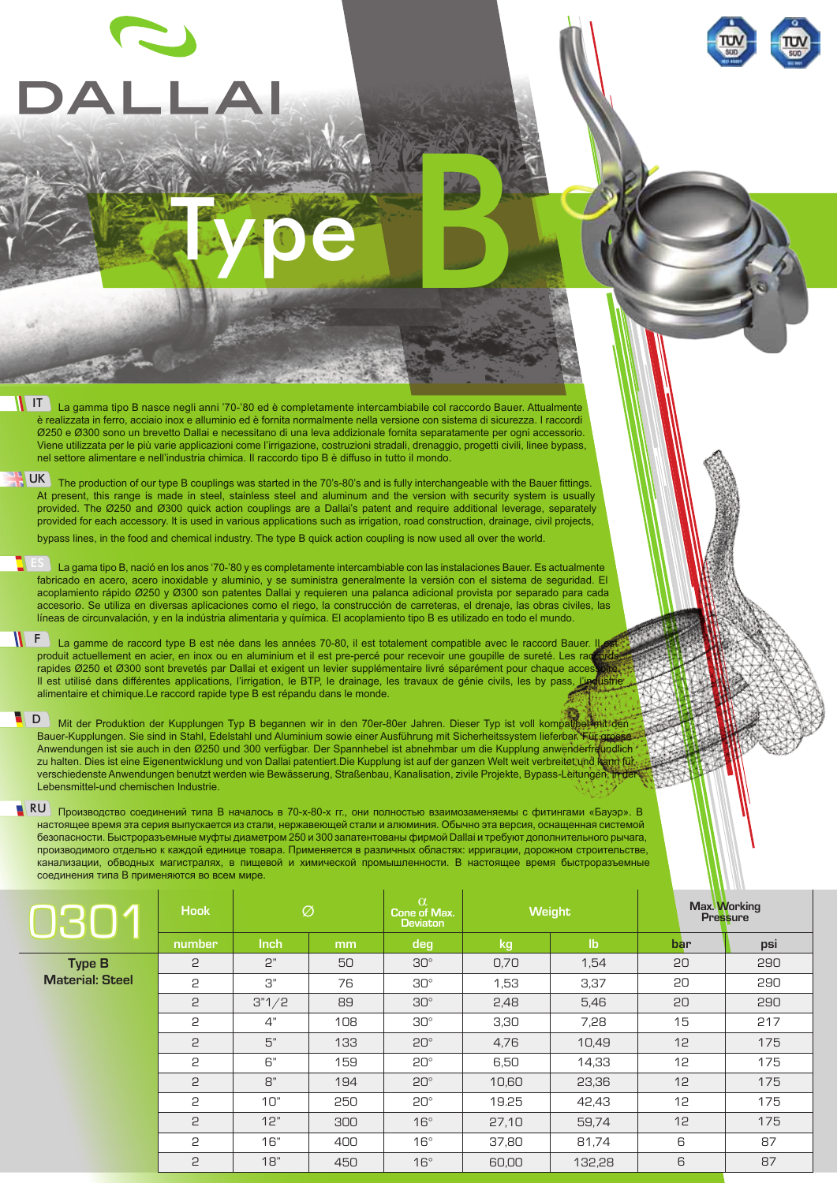# DALLAI

# Type B

**IT** La gamma tipo B nasce negli anni '70-'80 ed è completamente intercambiabile col raccordo Bauer. Attualmente è realizzata in ferro, acciaio inox e alluminio ed è fornita normalmente nella versione con sistema di sicurezza. I raccordi Ø250 e Ø300 sono un brevetto Dallai e necessitano di una leva addizionale fornita separatamente per ogni accessorio. Viene utilizzata per le più varie applicazioni come l'irrigazione, costruzioni stradali, drenaggio, progetti civili, linee bypass, nel settore alimentare e nell'industria chimica. Il raccordo tipo B è diffuso in tutto il mondo.

**UK** The production of our type B couplings was started in the 70's-80's and is fully interchangeable with the Bauer fittings. At present, this range is made in steel, stainless steel and aluminum and the version with security system is usually provided. The Ø250 and Ø300 quick action couplings are a Dallai's patent and require additional leverage, separately provided for each accessory. It is used in various applications such as irrigation, road construction, drainage, civil projects, bypass lines, in the food and chemical industry. The type B quick action coupling is now used all over the world.

**ES** La gama tipo B, nació en los anos '70-'80 y es completamente intercambiable con las instalaciones Bauer. Es actualmente fabricado en acero, acero inoxidable y aluminio, y se suministra generalmente la versión con el sistema de seguridad. El acoplamiento rápido Ø250 y Ø300 son patentes Dallai y requieren una palanca adicional provista por separado para cada accesorio. Se utiliza en diversas aplicaciones como el riego, la construcción de carreteras, el drenaje, las obras civiles, las líneas de circunvalación, y en la indústria alimentaria y química. El acoplamiento tipo B es utilizado en todo el mundo.

**F** La gamme de raccord type B est née dans les années 70-80, il est totalement compatible avec le raccord Bauer. Il est produit actuellement en acier, en inox ou en aluminium et il est pre-percé pour recevoir une goupille de sureté. Les raccords rapides Ø250 et Ø300 sont brevetés par Dallai et exigent un levier supplémentaire livré séparément pour chaque accessoire. Il est utilisé dans différentes applications, l'irrigation, le BTP, le drainage, les travaux de génie civils, les by pass, l'industrie alimentaire et chimique.Le raccord rapide type B est répandu dans le monde.

**D** Mit der Produktion der Kupplungen Typ B begannen wir in den 70er-80er Jahren. Dieser Typ ist voll kompatibel mit den Bauer-Kupplungen. Sie sind in Stahl, Edelstahl und Aluminium sowie einer Ausführung mit Sicherheitssystem lieferbar. Für grosse Anwendungen ist sie auch in den Ø250 und 300 verfügbar. Der Spannhebel ist abnehmbar um die Kupplung anwenderfreundlich zu halten. Dies ist eine Eigenentwicklung und von Dallai patentiert.Die Kupplung ist auf der ganzen Welt weit verbreitet und kann für verschiedenste Anwendungen benutzt werden wie Bewässerung, Straßenbau, Kanalisation, zivile Projekte, Bypass-Leitungen, in der Lebensmittel-und chemischen Industrie.

**RU** Производство соединений типа В началось в 70-х-80-х гг., они полностью взаимозаменяемы с фитингами «Бауэр». В настоящее время эта серия выпускается из стали, нержавеющей стали и алюминия. Обычно эта версия, оснащенная системой безопасности. Быстроразъемные муфты диаметром 250 и 300 запатентованы фирмой Dallai и требуют дополнительного рычага, производимого отдельно к каждой единице товара. Применяется в различных областях: ирригации, дорожном строительстве, канализации, обводных магистралях, в пищевой и химической промышленности. В настоящее время быстроразъемные соединения типа В применяются во всем мире.

| 0301 | Hook | Ø | | α Cone of Max. Deviaton | Weight | | Max. Working Pressure | |
|---|---|---|---|---|---|---|---|---|
| | number | Inch | mm | deg | kg | lb | bar | psi |
| **Type B Material: Steel** | 2 | 2" | 50 | 30° | 0,70 | 1,54 | 20 | 290 |
| | 2 | 3" | 76 | 30° | 1,53 | 3,37 | 20 | 290 |
| | 2 | 3"1/2 | 89 | 30° | 2,48 | 5,46 | 20 | 290 |
| | 2 | 4" | 108 | 30° | 3,30 | 7,28 | 15 | 217 |
| | 2 | 5" | 133 | 20° | 4,76 | 10,49 | 12 | 175 |
| | 2 | 6" | 159 | 20° | 6,50 | 14,33 | 12 | 175 |
| | 2 | 8" | 194 | 20° | 10,60 | 23,36 | 12 | 175 |
| | 2 | 10" | 250 | 20° | 19.25 | 42,43 | 12 | 175 |
| | 2 | 12" | 300 | 16° | 27,10 | 59,74 | 12 | 175 |
| | 2 | 16" | 400 | 16° | 37,80 | 81,74 | 6 | 87 |
| | 2 | 18" | 450 | 16° | 60,00 | 132,28 | 6 | 87 |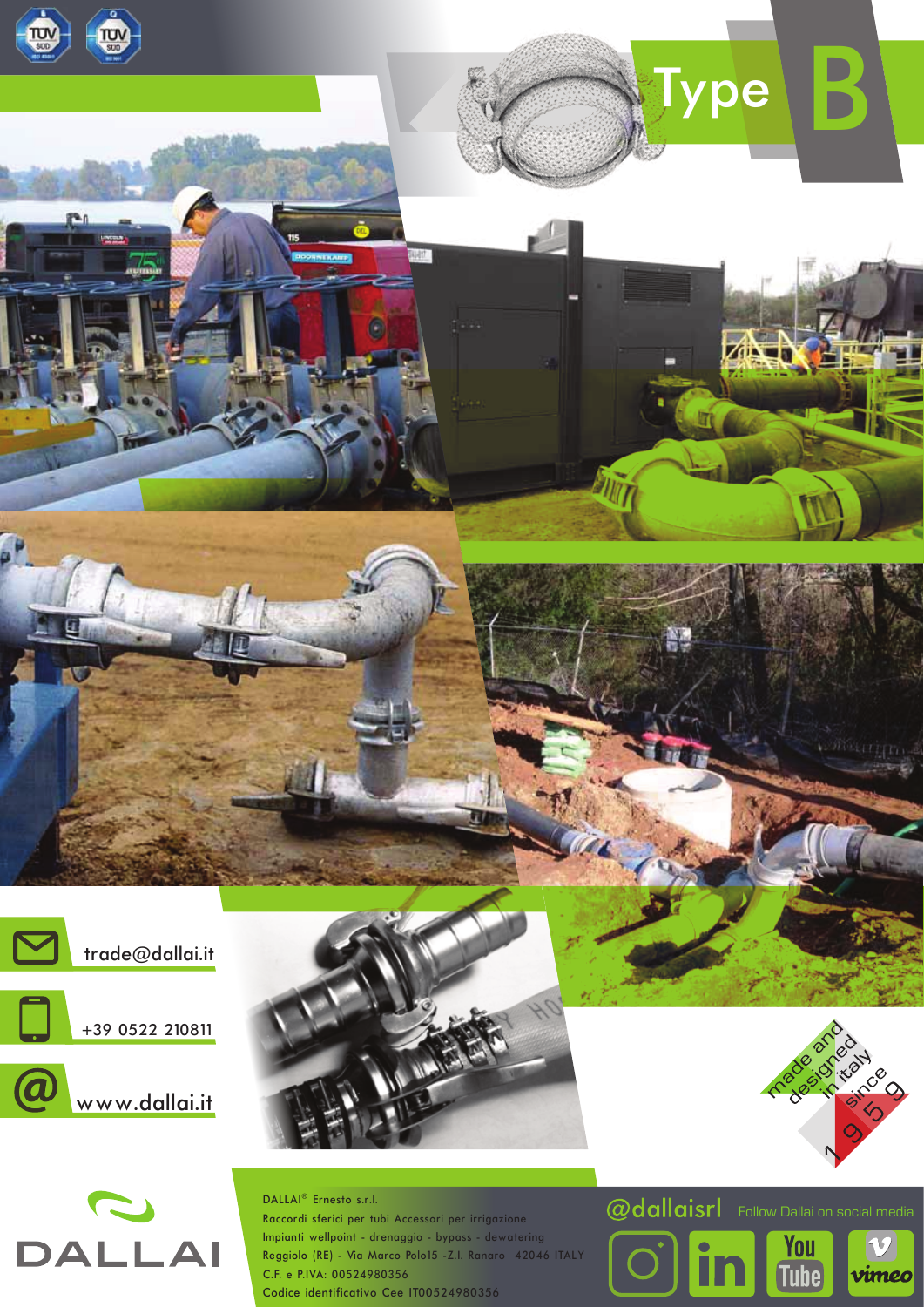# Type B

trade@dallai.it

+39 0522 210811

www.dallai.it

made and designed in italy since 1959

DALLAI

DALLAI® Ernesto s.r.l.
Raccordi sferici per tubi Accessori per irrigazione
Impianti wellpoint - drenaggio - bypass - dewatering
Reggiolo (RE) - Via Marco Polo15 -Z.I. Ranaro 42046 ITALY
C.F. e P.IVA: 00524980356
Codice identificativo Cee IT00524980356

@dallaisrl Follow Dallai on social media